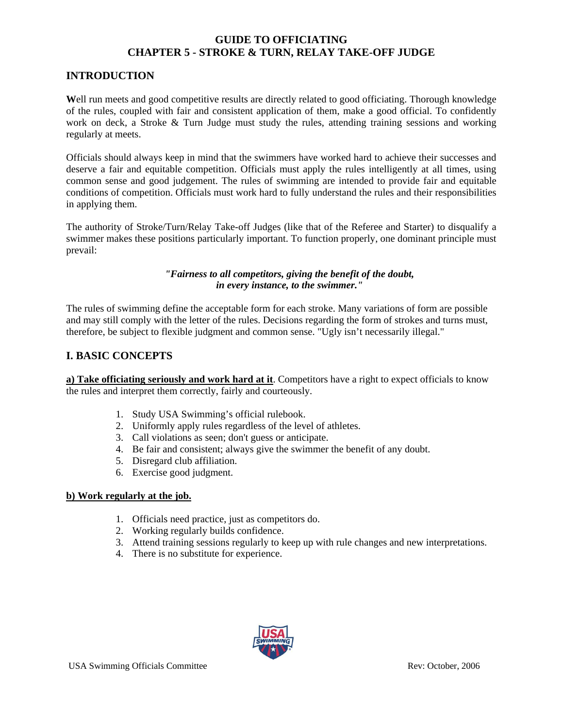# GUIDE TO OFFICIATING
# CHAPTER 5 - STROKE & TURN, RELAY TAKE-OFF JUDGE

## INTRODUCTION

**W**ell run meets and good competitive results are directly related to good officiating. Thorough knowledge of the rules, coupled with fair and consistent application of them, make a good official. To confidently work on deck, a Stroke & Turn Judge must study the rules, attending training sessions and working regularly at meets.

Officials should always keep in mind that the swimmers have worked hard to achieve their successes and deserve a fair and equitable competition. Officials must apply the rules intelligently at all times, using common sense and good judgement. The rules of swimming are intended to provide fair and equitable conditions of competition. Officials must work hard to fully understand the rules and their responsibilities in applying them.

The authority of Stroke/Turn/Relay Take-off Judges (like that of the Referee and Starter) to disqualify a swimmer makes these positions particularly important. To function properly, one dominant principle must prevail:

***"Fairness to all competitors, giving the benefit of the doubt, in every instance, to the swimmer."***

The rules of swimming define the acceptable form for each stroke. Many variations of form are possible and may still comply with the letter of the rules. Decisions regarding the form of strokes and turns must, therefore, be subject to flexible judgment and common sense. "Ugly isn't necessarily illegal."

## I. BASIC CONCEPTS

**a) Take officiating seriously and work hard at it**. Competitors have a right to expect officials to know the rules and interpret them correctly, fairly and courteously.

1. Study USA Swimming's official rulebook.
2. Uniformly apply rules regardless of the level of athletes.
3. Call violations as seen; don't guess or anticipate.
4. Be fair and consistent; always give the swimmer the benefit of any doubt.
5. Disregard club affiliation.
6. Exercise good judgment.

**b) Work regularly at the job.**

1. Officials need practice, just as competitors do.
2. Working regularly builds confidence.
3. Attend training sessions regularly to keep up with rule changes and new interpretations.
4. There is no substitute for experience.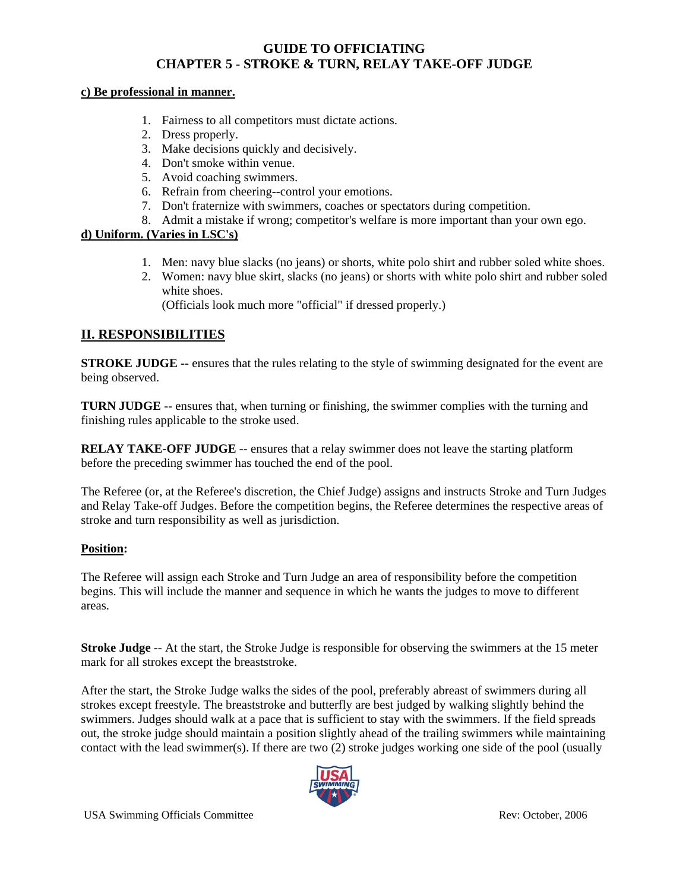**c) Be professional in manner.**

1. Fairness to all competitors must dictate actions.
2. Dress properly.
3. Make decisions quickly and decisively.
4. Don't smoke within venue.
5. Avoid coaching swimmers.
6. Refrain from cheering--control your emotions.
7. Don't fraternize with swimmers, coaches or spectators during competition.
8. Admit a mistake if wrong; competitor's welfare is more important than your own ego.

**d) Uniform. (Varies in LSC's)**

1. Men: navy blue slacks (no jeans) or shorts, white polo shirt and rubber soled white shoes.
2. Women: navy blue skirt, slacks (no jeans) or shorts with white polo shirt and rubber soled white shoes.
   (Officials look much more "official" if dressed properly.)

## II. RESPONSIBILITIES

**STROKE JUDGE** -- ensures that the rules relating to the style of swimming designated for the event are being observed.

**TURN JUDGE** -- ensures that, when turning or finishing, the swimmer complies with the turning and finishing rules applicable to the stroke used.

**RELAY TAKE-OFF JUDGE** -- ensures that a relay swimmer does not leave the starting platform before the preceding swimmer has touched the end of the pool.

The Referee (or, at the Referee's discretion, the Chief Judge) assigns and instructs Stroke and Turn Judges and Relay Take-off Judges. Before the competition begins, the Referee determines the respective areas of stroke and turn responsibility as well as jurisdiction.

**Position:**

The Referee will assign each Stroke and Turn Judge an area of responsibility before the competition begins. This will include the manner and sequence in which he wants the judges to move to different areas.

**Stroke Judge** -- At the start, the Stroke Judge is responsible for observing the swimmers at the 15 meter mark for all strokes except the breaststroke.

After the start, the Stroke Judge walks the sides of the pool, preferably abreast of swimmers during all strokes except freestyle. The breaststroke and butterfly are best judged by walking slightly behind the swimmers. Judges should walk at a pace that is sufficient to stay with the swimmers. If the field spreads out, the stroke judge should maintain a position slightly ahead of the trailing swimmers while maintaining contact with the lead swimmer(s). If there are two (2) stroke judges working one side of the pool (usually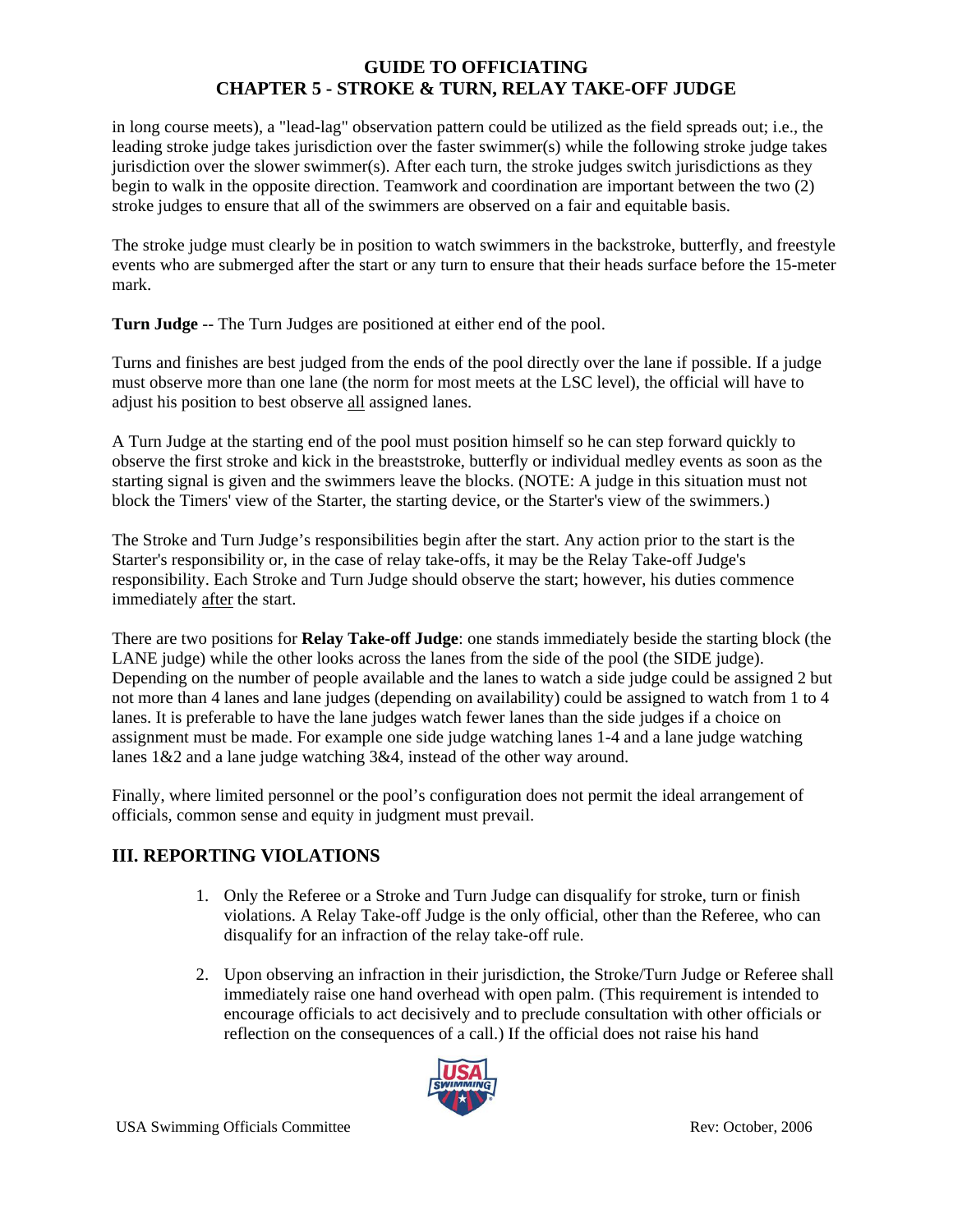in long course meets), a "lead-lag" observation pattern could be utilized as the field spreads out; i.e., the leading stroke judge takes jurisdiction over the faster swimmer(s) while the following stroke judge takes jurisdiction over the slower swimmer(s). After each turn, the stroke judges switch jurisdictions as they begin to walk in the opposite direction. Teamwork and coordination are important between the two (2) stroke judges to ensure that all of the swimmers are observed on a fair and equitable basis.

The stroke judge must clearly be in position to watch swimmers in the backstroke, butterfly, and freestyle events who are submerged after the start or any turn to ensure that their heads surface before the 15-meter mark.

**Turn Judge** -- The Turn Judges are positioned at either end of the pool.

Turns and finishes are best judged from the ends of the pool directly over the lane if possible. If a judge must observe more than one lane (the norm for most meets at the LSC level), the official will have to adjust his position to best observe <u>all</u> assigned lanes.

A Turn Judge at the starting end of the pool must position himself so he can step forward quickly to observe the first stroke and kick in the breaststroke, butterfly or individual medley events as soon as the starting signal is given and the swimmers leave the blocks. (NOTE: A judge in this situation must not block the Timers' view of the Starter, the starting device, or the Starter's view of the swimmers.)

The Stroke and Turn Judge's responsibilities begin after the start. Any action prior to the start is the Starter's responsibility or, in the case of relay take-offs, it may be the Relay Take-off Judge's responsibility. Each Stroke and Turn Judge should observe the start; however, his duties commence immediately <u>after</u> the start.

There are two positions for **Relay Take-off Judge**: one stands immediately beside the starting block (the LANE judge) while the other looks across the lanes from the side of the pool (the SIDE judge). Depending on the number of people available and the lanes to watch a side judge could be assigned 2 but not more than 4 lanes and lane judges (depending on availability) could be assigned to watch from 1 to 4 lanes. It is preferable to have the lane judges watch fewer lanes than the side judges if a choice on assignment must be made. For example one side judge watching lanes 1-4 and a lane judge watching lanes 1&2 and a lane judge watching 3&4, instead of the other way around.

Finally, where limited personnel or the pool's configuration does not permit the ideal arrangement of officials, common sense and equity in judgment must prevail.

## III. REPORTING VIOLATIONS

1. Only the Referee or a Stroke and Turn Judge can disqualify for stroke, turn or finish violations. A Relay Take-off Judge is the only official, other than the Referee, who can disqualify for an infraction of the relay take-off rule.

2. Upon observing an infraction in their jurisdiction, the Stroke/Turn Judge or Referee shall immediately raise one hand overhead with open palm. (This requirement is intended to encourage officials to act decisively and to preclude consultation with other officials or reflection on the consequences of a call.) If the official does not raise his hand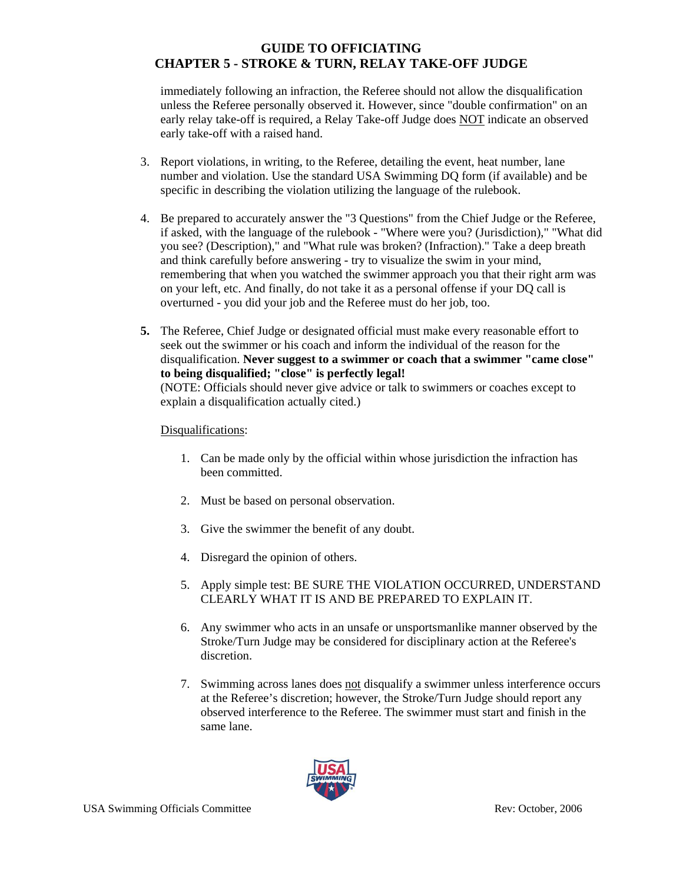immediately following an infraction, the Referee should not allow the disqualification unless the Referee personally observed it. However, since "double confirmation" on an early relay take-off is required, a Relay Take-off Judge does NOT indicate an observed early take-off with a raised hand.

3. Report violations, in writing, to the Referee, detailing the event, heat number, lane number and violation. Use the standard USA Swimming DQ form (if available) and be specific in describing the violation utilizing the language of the rulebook.

4. Be prepared to accurately answer the "3 Questions" from the Chief Judge or the Referee, if asked, with the language of the rulebook - "Where were you? (Jurisdiction)," "What did you see? (Description)," and "What rule was broken? (Infraction)." Take a deep breath and think carefully before answering - try to visualize the swim in your mind, remembering that when you watched the swimmer approach you that their right arm was on your left, etc. And finally, do not take it as a personal offense if your DQ call is overturned - you did your job and the Referee must do her job, too.

5. The Referee, Chief Judge or designated official must make every reasonable effort to seek out the swimmer or his coach and inform the individual of the reason for the disqualification. **Never suggest to a swimmer or coach that a swimmer "came close" to being disqualified; "close" is perfectly legal!**
(NOTE: Officials should never give advice or talk to swimmers or coaches except to explain a disqualification actually cited.)

Disqualifications:

1. Can be made only by the official within whose jurisdiction the infraction has been committed.

2. Must be based on personal observation.

3. Give the swimmer the benefit of any doubt.

4. Disregard the opinion of others.

5. Apply simple test: BE SURE THE VIOLATION OCCURRED, UNDERSTAND CLEARLY WHAT IT IS AND BE PREPARED TO EXPLAIN IT.

6. Any swimmer who acts in an unsafe or unsportsmanlike manner observed by the Stroke/Turn Judge may be considered for disciplinary action at the Referee's discretion.

7. Swimming across lanes does not disqualify a swimmer unless interference occurs at the Referee's discretion; however, the Stroke/Turn Judge should report any observed interference to the Referee. The swimmer must start and finish in the same lane.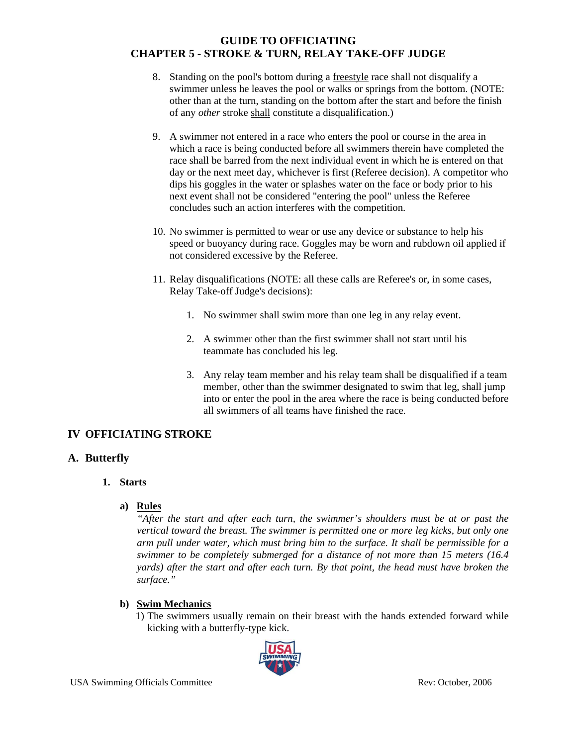8. Standing on the pool's bottom during a freestyle race shall not disqualify a swimmer unless he leaves the pool or walks or springs from the bottom. (NOTE: other than at the turn, standing on the bottom after the start and before the finish of any *other* stroke shall constitute a disqualification.)

9. A swimmer not entered in a race who enters the pool or course in the area in which a race is being conducted before all swimmers therein have completed the race shall be barred from the next individual event in which he is entered on that day or the next meet day, whichever is first (Referee decision). A competitor who dips his goggles in the water or splashes water on the face or body prior to his next event shall not be considered "entering the pool" unless the Referee concludes such an action interferes with the competition.

10. No swimmer is permitted to wear or use any device or substance to help his speed or buoyancy during race. Goggles may be worn and rubdown oil applied if not considered excessive by the Referee.

11. Relay disqualifications (NOTE: all these calls are Referee's or, in some cases, Relay Take-off Judge's decisions):

    1. No swimmer shall swim more than one leg in any relay event.

    2. A swimmer other than the first swimmer shall not start until his teammate has concluded his leg.

    3. Any relay team member and his relay team shall be disqualified if a team member, other than the swimmer designated to swim that leg, shall jump into or enter the pool in the area where the race is being conducted before all swimmers of all teams have finished the race.

## IV OFFICIATING STROKE

### A. Butterfly

#### 1. Starts

**a) Rules**

*"After the start and after each turn, the swimmer's shoulders must be at or past the vertical toward the breast. The swimmer is permitted one or more leg kicks, but only one arm pull under water, which must bring him to the surface. It shall be permissible for a swimmer to be completely submerged for a distance of not more than 15 meters (16.4 yards) after the start and after each turn. By that point, the head must have broken the surface."*

**b) Swim Mechanics**

1) The swimmers usually remain on their breast with the hands extended forward while kicking with a butterfly-type kick.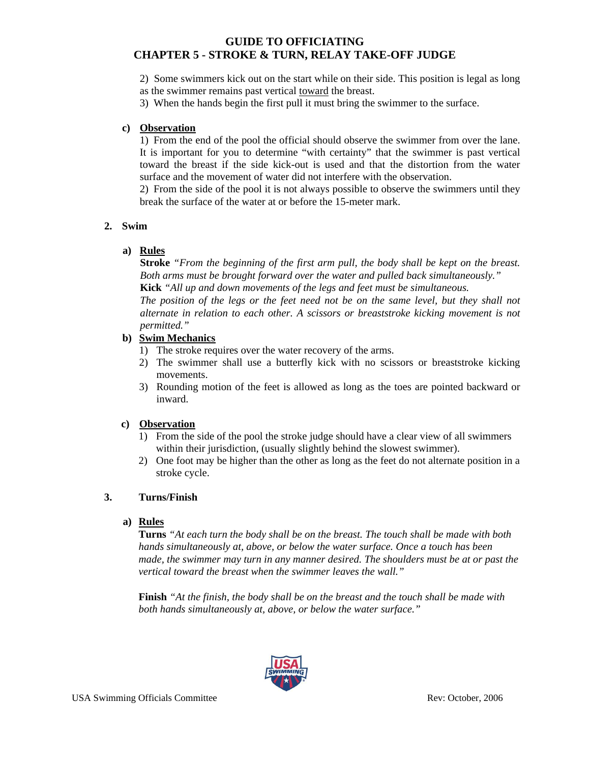2) Some swimmers kick out on the start while on their side. This position is legal as long as the swimmer remains past vertical toward the breast.

3) When the hands begin the first pull it must bring the swimmer to the surface.

**c) Observation**

1) From the end of the pool the official should observe the swimmer from over the lane. It is important for you to determine "with certainty" that the swimmer is past vertical toward the breast if the side kick-out is used and that the distortion from the water surface and the movement of water did not interfere with the observation.

2) From the side of the pool it is not always possible to observe the swimmers until they break the surface of the water at or before the 15-meter mark.

## 2. Swim

**a) Rules**

**Stroke** *"From the beginning of the first arm pull, the body shall be kept on the breast. Both arms must be brought forward over the water and pulled back simultaneously."*

**Kick** *"All up and down movements of the legs and feet must be simultaneous. The position of the legs or the feet need not be on the same level, but they shall not alternate in relation to each other. A scissors or breaststroke kicking movement is not permitted."*

**b) Swim Mechanics**

1) The stroke requires over the water recovery of the arms.
2) The swimmer shall use a butterfly kick with no scissors or breaststroke kicking movements.
3) Rounding motion of the feet is allowed as long as the toes are pointed backward or inward.

**c) Observation**

1) From the side of the pool the stroke judge should have a clear view of all swimmers within their jurisdiction, (usually slightly behind the slowest swimmer).
2) One foot may be higher than the other as long as the feet do not alternate position in a stroke cycle.

## 3. Turns/Finish

**a) Rules**

**Turns** *"At each turn the body shall be on the breast. The touch shall be made with both hands simultaneously at, above, or below the water surface. Once a touch has been made, the swimmer may turn in any manner desired. The shoulders must be at or past the vertical toward the breast when the swimmer leaves the wall."*

**Finish** *"At the finish, the body shall be on the breast and the touch shall be made with both hands simultaneously at, above, or below the water surface."*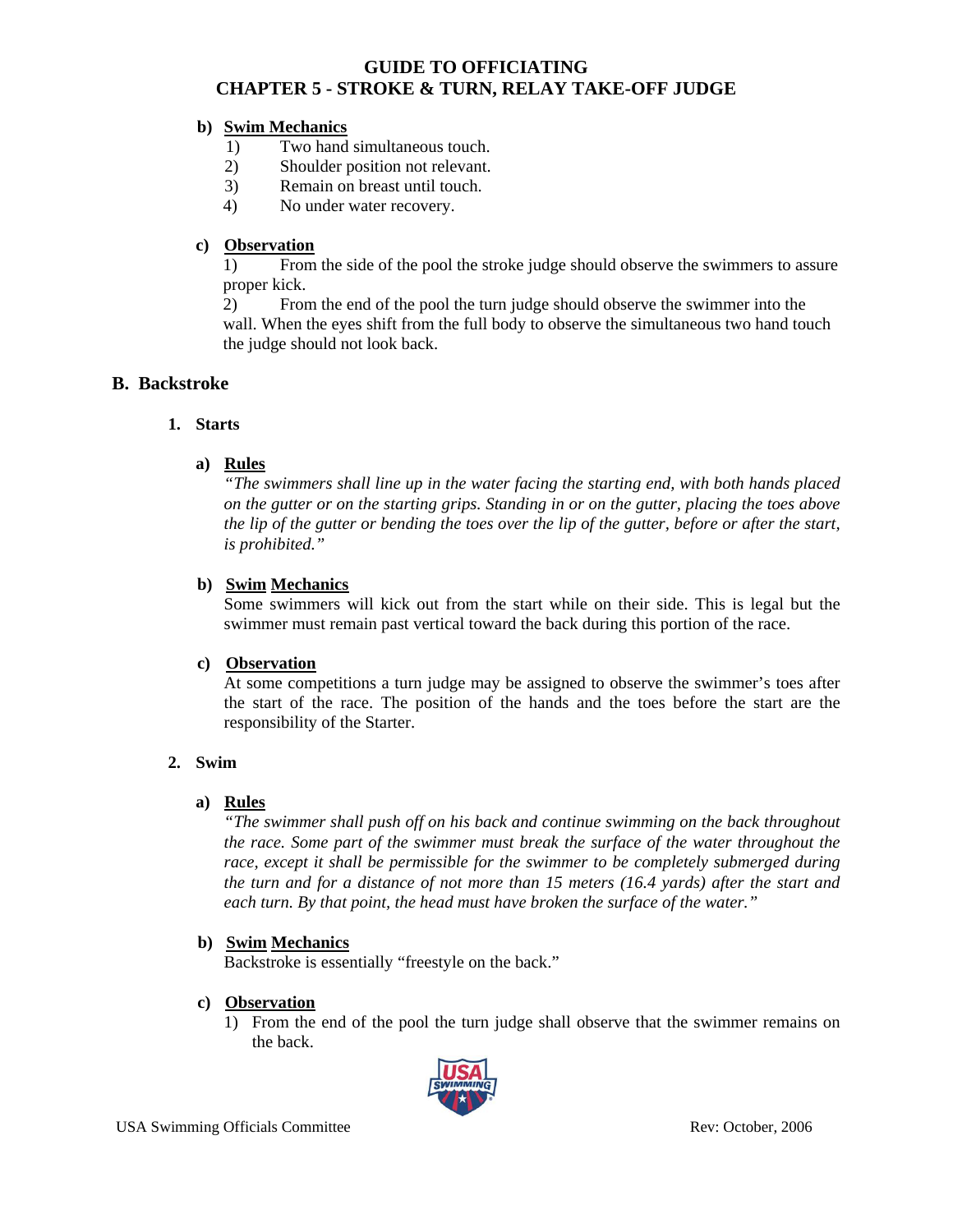**b) Swim Mechanics**

1) Two hand simultaneous touch.
2) Shoulder position not relevant.
3) Remain on breast until touch.
4) No under water recovery.

**c) Observation**

1) From the side of the pool the stroke judge should observe the swimmers to assure proper kick.

2) From the end of the pool the turn judge should observe the swimmer into the wall. When the eyes shift from the full body to observe the simultaneous two hand touch the judge should not look back.

## B. Backstroke

### 1. Starts

**a) Rules**

*"The swimmers shall line up in the water facing the starting end, with both hands placed on the gutter or on the starting grips. Standing in or on the gutter, placing the toes above the lip of the gutter or bending the toes over the lip of the gutter, before or after the start, is prohibited."*

**b) Swim Mechanics**

Some swimmers will kick out from the start while on their side. This is legal but the swimmer must remain past vertical toward the back during this portion of the race.

**c) Observation**

At some competitions a turn judge may be assigned to observe the swimmer's toes after the start of the race. The position of the hands and the toes before the start are the responsibility of the Starter.

### 2. Swim

**a) Rules**

*"The swimmer shall push off on his back and continue swimming on the back throughout the race. Some part of the swimmer must break the surface of the water throughout the race, except it shall be permissible for the swimmer to be completely submerged during the turn and for a distance of not more than 15 meters (16.4 yards) after the start and each turn. By that point, the head must have broken the surface of the water."*

**b) Swim Mechanics**

Backstroke is essentially "freestyle on the back."

**c) Observation**

1) From the end of the pool the turn judge shall observe that the swimmer remains on the back.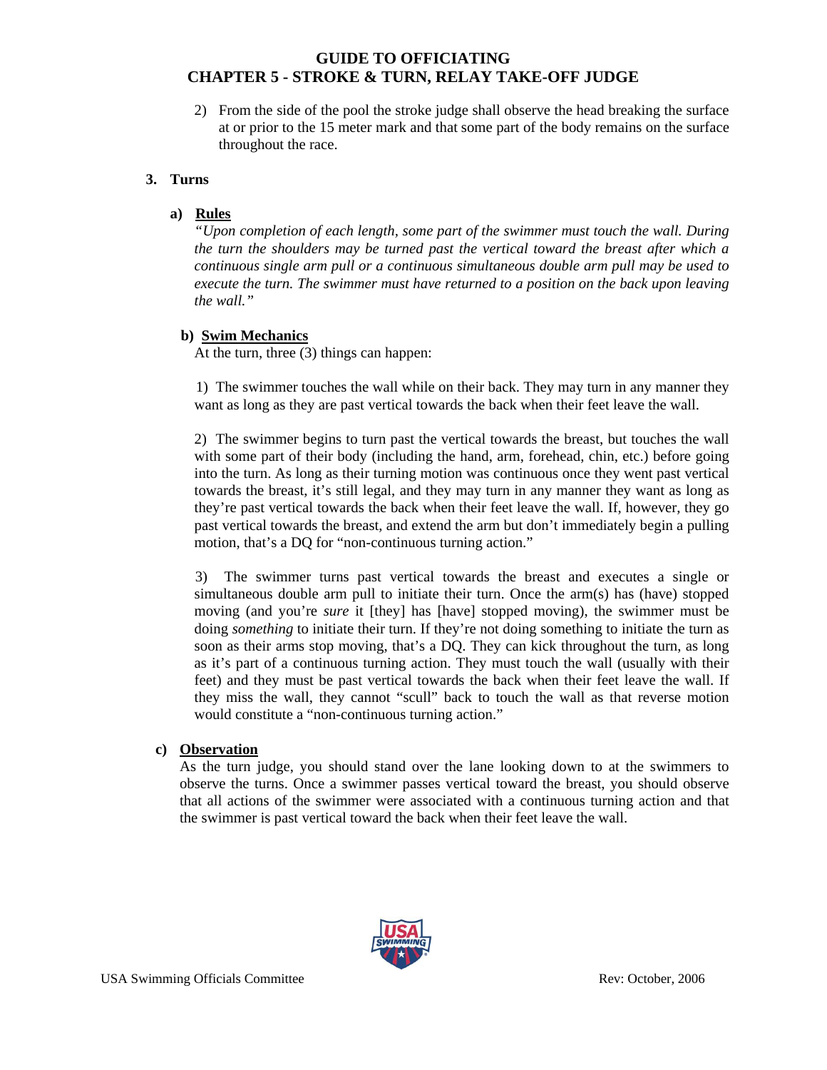2) From the side of the pool the stroke judge shall observe the head breaking the surface at or prior to the 15 meter mark and that some part of the body remains on the surface throughout the race.

### 3. Turns

#### a) Rules

*"Upon completion of each length, some part of the swimmer must touch the wall. During the turn the shoulders may be turned past the vertical toward the breast after which a continuous single arm pull or a continuous simultaneous double arm pull may be used to execute the turn. The swimmer must have returned to a position on the back upon leaving the wall."*

#### b) Swim Mechanics

At the turn, three (3) things can happen:

1) The swimmer touches the wall while on their back. They may turn in any manner they want as long as they are past vertical towards the back when their feet leave the wall.

2) The swimmer begins to turn past the vertical towards the breast, but touches the wall with some part of their body (including the hand, arm, forehead, chin, etc.) before going into the turn. As long as their turning motion was continuous once they went past vertical towards the breast, it's still legal, and they may turn in any manner they want as long as they're past vertical towards the back when their feet leave the wall. If, however, they go past vertical towards the breast, and extend the arm but don't immediately begin a pulling motion, that's a DQ for "non-continuous turning action."

3) The swimmer turns past vertical towards the breast and executes a single or simultaneous double arm pull to initiate their turn. Once the arm(s) has (have) stopped moving (and you're *sure* it [they] has [have] stopped moving), the swimmer must be doing *something* to initiate their turn. If they're not doing something to initiate the turn as soon as their arms stop moving, that's a DQ. They can kick throughout the turn, as long as it's part of a continuous turning action. They must touch the wall (usually with their feet) and they must be past vertical towards the back when their feet leave the wall. If they miss the wall, they cannot "scull" back to touch the wall as that reverse motion would constitute a "non-continuous turning action."

#### c) Observation

As the turn judge, you should stand over the lane looking down to at the swimmers to observe the turns. Once a swimmer passes vertical toward the breast, you should observe that all actions of the swimmer were associated with a continuous turning action and that the swimmer is past vertical toward the back when their feet leave the wall.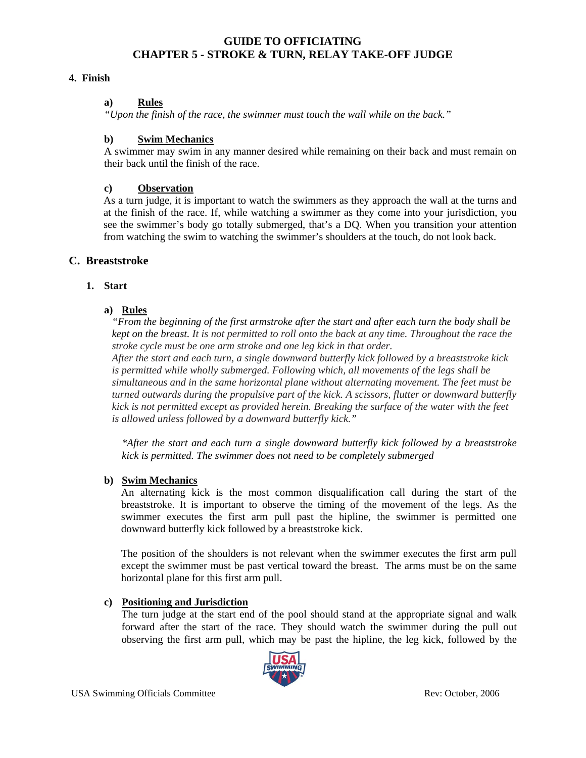### 4. Finish

#### a) Rules

*"Upon the finish of the race, the swimmer must touch the wall while on the back."*

#### b) Swim Mechanics

A swimmer may swim in any manner desired while remaining on their back and must remain on their back until the finish of the race.

#### c) Observation

As a turn judge, it is important to watch the swimmers as they approach the wall at the turns and at the finish of the race. If, while watching a swimmer as they come into your jurisdiction, you see the swimmer's body go totally submerged, that's a DQ. When you transition your attention from watching the swim to watching the swimmer's shoulders at the touch, do not look back.

## C. Breaststroke

### 1. Start

#### a) Rules

*"From the beginning of the first armstroke after the start and after each turn the body shall be kept on the breast. It is not permitted to roll onto the back at any time. Throughout the race the stroke cycle must be one arm stroke and one leg kick in that order.*
*After the start and each turn, a single downward butterfly kick followed by a breaststroke kick is permitted while wholly submerged. Following which, all movements of the legs shall be simultaneous and in the same horizontal plane without alternating movement. The feet must be turned outwards during the propulsive part of the kick. A scissors, flutter or downward butterfly kick is not permitted except as provided herein. Breaking the surface of the water with the feet is allowed unless followed by a downward butterfly kick."*

*\*After the start and each turn a single downward butterfly kick followed by a breaststroke kick is permitted. The swimmer does not need to be completely submerged*

#### b) Swim Mechanics

An alternating kick is the most common disqualification call during the start of the breaststroke. It is important to observe the timing of the movement of the legs. As the swimmer executes the first arm pull past the hipline, the swimmer is permitted one downward butterfly kick followed by a breaststroke kick.

The position of the shoulders is not relevant when the swimmer executes the first arm pull except the swimmer must be past vertical toward the breast. The arms must be on the same horizontal plane for this first arm pull.

#### c) Positioning and Jurisdiction

The turn judge at the start end of the pool should stand at the appropriate signal and walk forward after the start of the race. They should watch the swimmer during the pull out observing the first arm pull, which may be past the hipline, the leg kick, followed by the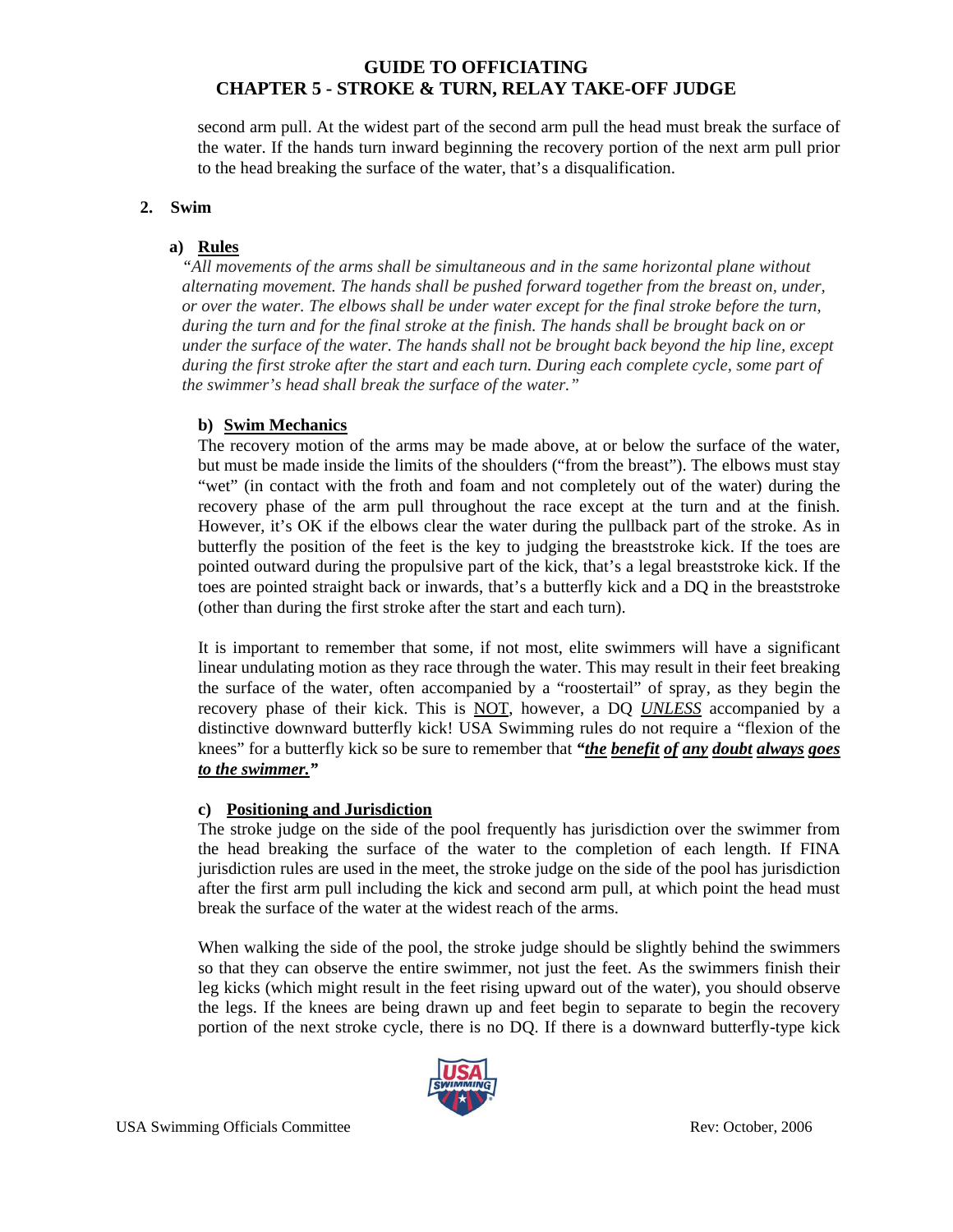second arm pull. At the widest part of the second arm pull the head must break the surface of the water. If the hands turn inward beginning the recovery portion of the next arm pull prior to the head breaking the surface of the water, that's a disqualification.

## 2. Swim

### a) Rules

*"All movements of the arms shall be simultaneous and in the same horizontal plane without alternating movement. The hands shall be pushed forward together from the breast on, under, or over the water. The elbows shall be under water except for the final stroke before the turn, during the turn and for the final stroke at the finish. The hands shall be brought back on or under the surface of the water. The hands shall not be brought back beyond the hip line, except during the first stroke after the start and each turn. During each complete cycle, some part of the swimmer's head shall break the surface of the water."*

### b) Swim Mechanics

The recovery motion of the arms may be made above, at or below the surface of the water, but must be made inside the limits of the shoulders ("from the breast"). The elbows must stay "wet" (in contact with the froth and foam and not completely out of the water) during the recovery phase of the arm pull throughout the race except at the turn and at the finish. However, it's OK if the elbows clear the water during the pullback part of the stroke. As in butterfly the position of the feet is the key to judging the breaststroke kick. If the toes are pointed outward during the propulsive part of the kick, that's a legal breaststroke kick. If the toes are pointed straight back or inwards, that's a butterfly kick and a DQ in the breaststroke (other than during the first stroke after the start and each turn).

It is important to remember that some, if not most, elite swimmers will have a significant linear undulating motion as they race through the water. This may result in their feet breaking the surface of the water, often accompanied by a "roostertail" of spray, as they begin the recovery phase of their kick. This is NOT, however, a DQ ***UNLESS*** accompanied by a distinctive downward butterfly kick! USA Swimming rules do not require a "flexion of the knees" for a butterfly kick so be sure to remember that ***"the benefit of any doubt always goes to the swimmer."***

### c) Positioning and Jurisdiction

The stroke judge on the side of the pool frequently has jurisdiction over the swimmer from the head breaking the surface of the water to the completion of each length. If FINA jurisdiction rules are used in the meet, the stroke judge on the side of the pool has jurisdiction after the first arm pull including the kick and second arm pull, at which point the head must break the surface of the water at the widest reach of the arms.

When walking the side of the pool, the stroke judge should be slightly behind the swimmers so that they can observe the entire swimmer, not just the feet. As the swimmers finish their leg kicks (which might result in the feet rising upward out of the water), you should observe the legs. If the knees are being drawn up and feet begin to separate to begin the recovery portion of the next stroke cycle, there is no DQ. If there is a downward butterfly-type kick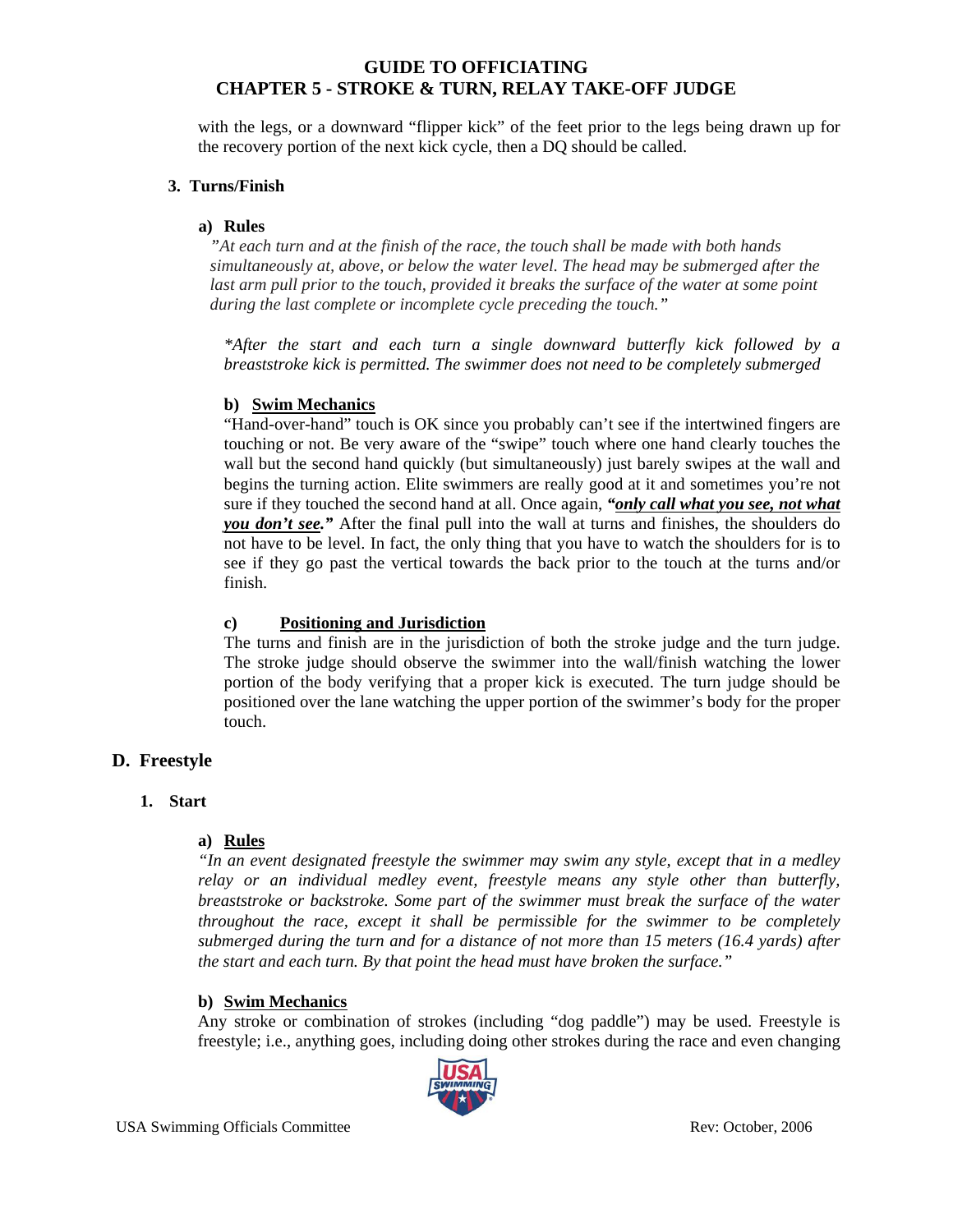with the legs, or a downward "flipper kick" of the feet prior to the legs being drawn up for the recovery portion of the next kick cycle, then a DQ should be called.

### 3. Turns/Finish

#### a) Rules

*"At each turn and at the finish of the race, the touch shall be made with both hands simultaneously at, above, or below the water level. The head may be submerged after the last arm pull prior to the touch, provided it breaks the surface of the water at some point during the last complete or incomplete cycle preceding the touch."*

*\*After the start and each turn a single downward butterfly kick followed by a breaststroke kick is permitted. The swimmer does not need to be completely submerged*

#### b) Swim Mechanics

"Hand-over-hand" touch is OK since you probably can't see if the intertwined fingers are touching or not. Be very aware of the "swipe" touch where one hand clearly touches the wall but the second hand quickly (but simultaneously) just barely swipes at the wall and begins the turning action. Elite swimmers are really good at it and sometimes you're not sure if they touched the second hand at all. Once again, ***"only call what you see, not what you don't see."*** After the final pull into the wall at turns and finishes, the shoulders do not have to be level. In fact, the only thing that you have to watch the shoulders for is to see if they go past the vertical towards the back prior to the touch at the turns and/or finish.

#### c) Positioning and Jurisdiction

The turns and finish are in the jurisdiction of both the stroke judge and the turn judge. The stroke judge should observe the swimmer into the wall/finish watching the lower portion of the body verifying that a proper kick is executed. The turn judge should be positioned over the lane watching the upper portion of the swimmer's body for the proper touch.

## D. Freestyle

### 1. Start

#### a) Rules

*"In an event designated freestyle the swimmer may swim any style, except that in a medley relay or an individual medley event, freestyle means any style other than butterfly, breaststroke or backstroke. Some part of the swimmer must break the surface of the water throughout the race, except it shall be permissible for the swimmer to be completely submerged during the turn and for a distance of not more than 15 meters (16.4 yards) after the start and each turn. By that point the head must have broken the surface."*

#### b) Swim Mechanics

Any stroke or combination of strokes (including "dog paddle") may be used. Freestyle is freestyle; i.e., anything goes, including doing other strokes during the race and even changing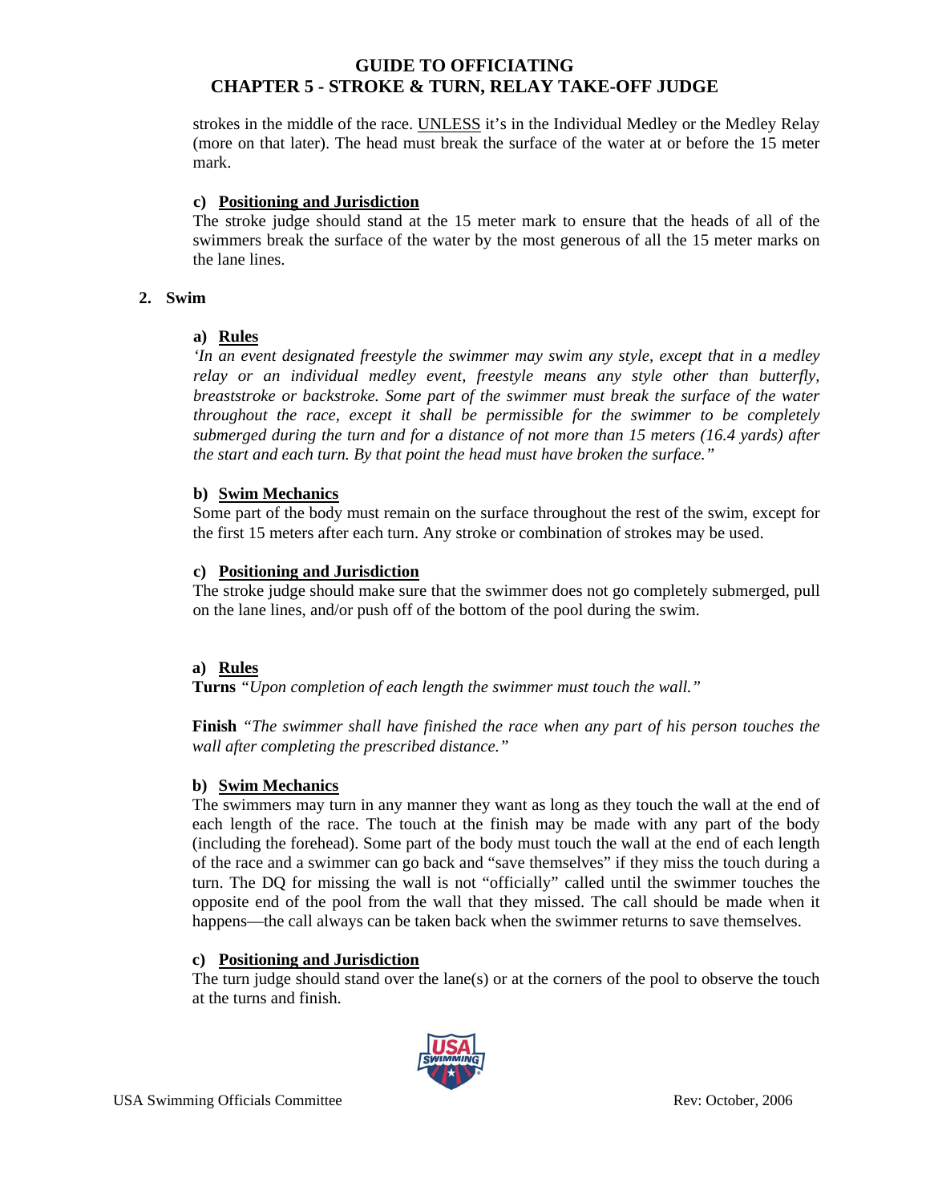strokes in the middle of the race. <u>UNLESS</u> it's in the Individual Medley or the Medley Relay (more on that later). The head must break the surface of the water at or before the 15 meter mark.

**c) <u>Positioning and Jurisdiction</u>**

The stroke judge should stand at the 15 meter mark to ensure that the heads of all of the swimmers break the surface of the water by the most generous of all the 15 meter marks on the lane lines.

**2. Swim**

**a) <u>Rules</u>**

*'In an event designated freestyle the swimmer may swim any style, except that in a medley relay or an individual medley event, freestyle means any style other than butterfly, breaststroke or backstroke. Some part of the swimmer must break the surface of the water throughout the race, except it shall be permissible for the swimmer to be completely submerged during the turn and for a distance of not more than 15 meters (16.4 yards) after the start and each turn. By that point the head must have broken the surface."*

**b) <u>Swim Mechanics</u>**

Some part of the body must remain on the surface throughout the rest of the swim, except for the first 15 meters after each turn. Any stroke or combination of strokes may be used.

**c) <u>Positioning and Jurisdiction</u>**

The stroke judge should make sure that the swimmer does not go completely submerged, pull on the lane lines, and/or push off of the bottom of the pool during the swim.

**a) <u>Rules</u>**

**Turns** *"Upon completion of each length the swimmer must touch the wall."*

**Finish** *"The swimmer shall have finished the race when any part of his person touches the wall after completing the prescribed distance."*

**b) <u>Swim Mechanics</u>**

The swimmers may turn in any manner they want as long as they touch the wall at the end of each length of the race. The touch at the finish may be made with any part of the body (including the forehead). Some part of the body must touch the wall at the end of each length of the race and a swimmer can go back and "save themselves" if they miss the touch during a turn. The DQ for missing the wall is not "officially" called until the swimmer touches the opposite end of the pool from the wall that they missed. The call should be made when it happens—the call always can be taken back when the swimmer returns to save themselves.

**c) <u>Positioning and Jurisdiction</u>**

The turn judge should stand over the lane(s) or at the corners of the pool to observe the touch at the turns and finish.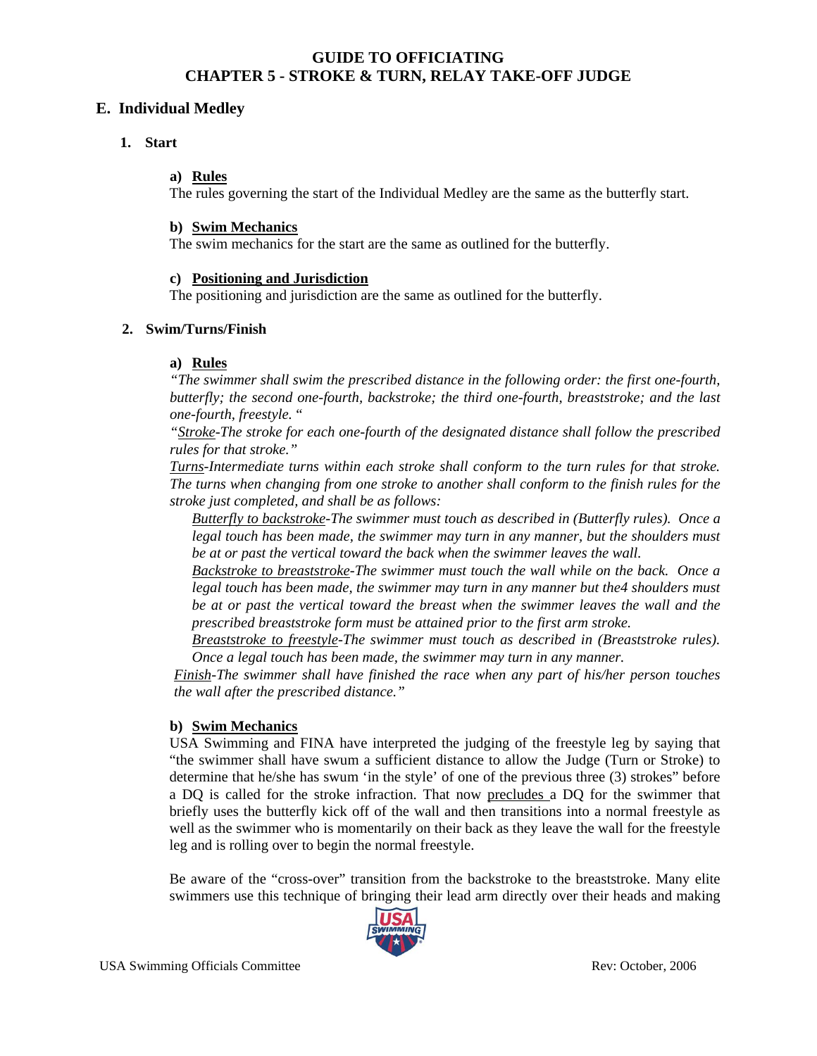# GUIDE TO OFFICIATING
# CHAPTER 5 - STROKE & TURN, RELAY TAKE-OFF JUDGE

## E. Individual Medley

### 1. Start

#### a) Rules

The rules governing the start of the Individual Medley are the same as the butterfly start.

#### b) Swim Mechanics

The swim mechanics for the start are the same as outlined for the butterfly.

#### c) Positioning and Jurisdiction

The positioning and jurisdiction are the same as outlined for the butterfly.

### 2. Swim/Turns/Finish

#### a) Rules

*"The swimmer shall swim the prescribed distance in the following order: the first one-fourth, butterfly; the second one-fourth, backstroke; the third one-fourth, breaststroke; and the last one-fourth, freestyle. "*

*"Stroke-The stroke for each one-fourth of the designated distance shall follow the prescribed rules for that stroke."*

*Turns-Intermediate turns within each stroke shall conform to the turn rules for that stroke. The turns when changing from one stroke to another shall conform to the finish rules for the stroke just completed, and shall be as follows:*

*Butterfly to backstroke-The swimmer must touch as described in (Butterfly rules). Once a legal touch has been made, the swimmer may turn in any manner, but the shoulders must be at or past the vertical toward the back when the swimmer leaves the wall.*

*Backstroke to breaststroke-The swimmer must touch the wall while on the back. Once a legal touch has been made, the swimmer may turn in any manner but the4 shoulders must be at or past the vertical toward the breast when the swimmer leaves the wall and the prescribed breaststroke form must be attained prior to the first arm stroke.*

*Breaststroke to freestyle-The swimmer must touch as described in (Breaststroke rules). Once a legal touch has been made, the swimmer may turn in any manner.*

*Finish-The swimmer shall have finished the race when any part of his/her person touches the wall after the prescribed distance."*

#### b) Swim Mechanics

USA Swimming and FINA have interpreted the judging of the freestyle leg by saying that "the swimmer shall have swum a sufficient distance to allow the Judge (Turn or Stroke) to determine that he/she has swum 'in the style' of one of the previous three (3) strokes" before a DQ is called for the stroke infraction. That now precludes a DQ for the swimmer that briefly uses the butterfly kick off of the wall and then transitions into a normal freestyle as well as the swimmer who is momentarily on their back as they leave the wall for the freestyle leg and is rolling over to begin the normal freestyle.

Be aware of the "cross-over" transition from the backstroke to the breaststroke. Many elite swimmers use this technique of bringing their lead arm directly over their heads and making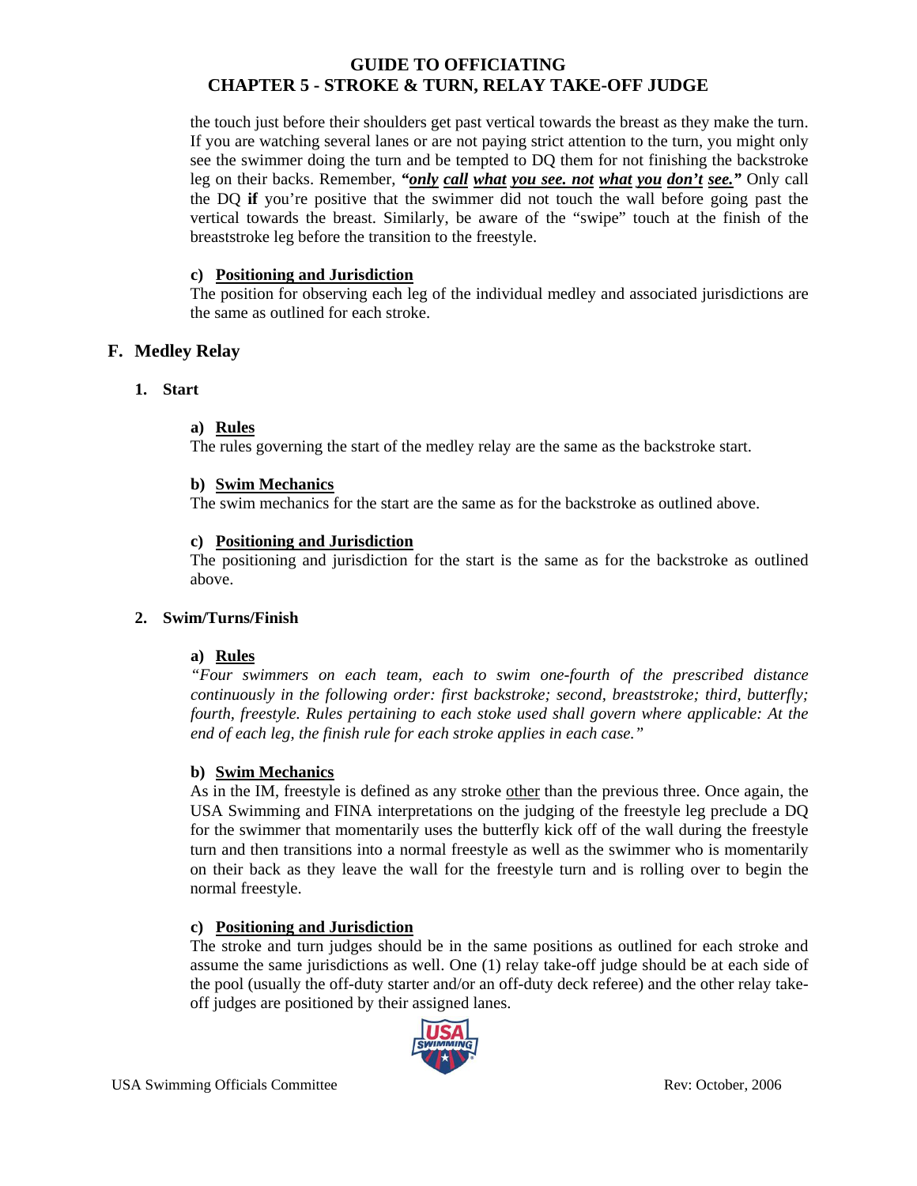the touch just before their shoulders get past vertical towards the breast as they make the turn. If you are watching several lanes or are not paying strict attention to the turn, you might only see the swimmer doing the turn and be tempted to DQ them for not finishing the backstroke leg on their backs. Remember, ***"only call what you see. not what you don't see."*** Only call the DQ **if** you're positive that the swimmer did not touch the wall before going past the vertical towards the breast. Similarly, be aware of the "swipe" touch at the finish of the breaststroke leg before the transition to the freestyle.

**c) Positioning and Jurisdiction**
The position for observing each leg of the individual medley and associated jurisdictions are the same as outlined for each stroke.

## F. Medley Relay

### 1. Start

**a) Rules**
The rules governing the start of the medley relay are the same as the backstroke start.

**b) Swim Mechanics**
The swim mechanics for the start are the same as for the backstroke as outlined above.

**c) Positioning and Jurisdiction**
The positioning and jurisdiction for the start is the same as for the backstroke as outlined above.

### 2. Swim/Turns/Finish

**a) Rules**
*"Four swimmers on each team, each to swim one-fourth of the prescribed distance continuously in the following order: first backstroke; second, breaststroke; third, butterfly; fourth, freestyle. Rules pertaining to each stoke used shall govern where applicable: At the end of each leg, the finish rule for each stroke applies in each case."*

**b) Swim Mechanics**
As in the IM, freestyle is defined as any stroke other than the previous three. Once again, the USA Swimming and FINA interpretations on the judging of the freestyle leg preclude a DQ for the swimmer that momentarily uses the butterfly kick off of the wall during the freestyle turn and then transitions into a normal freestyle as well as the swimmer who is momentarily on their back as they leave the wall for the freestyle turn and is rolling over to begin the normal freestyle.

**c) Positioning and Jurisdiction**
The stroke and turn judges should be in the same positions as outlined for each stroke and assume the same jurisdictions as well. One (1) relay take-off judge should be at each side of the pool (usually the off-duty starter and/or an off-duty deck referee) and the other relay take-off judges are positioned by their assigned lanes.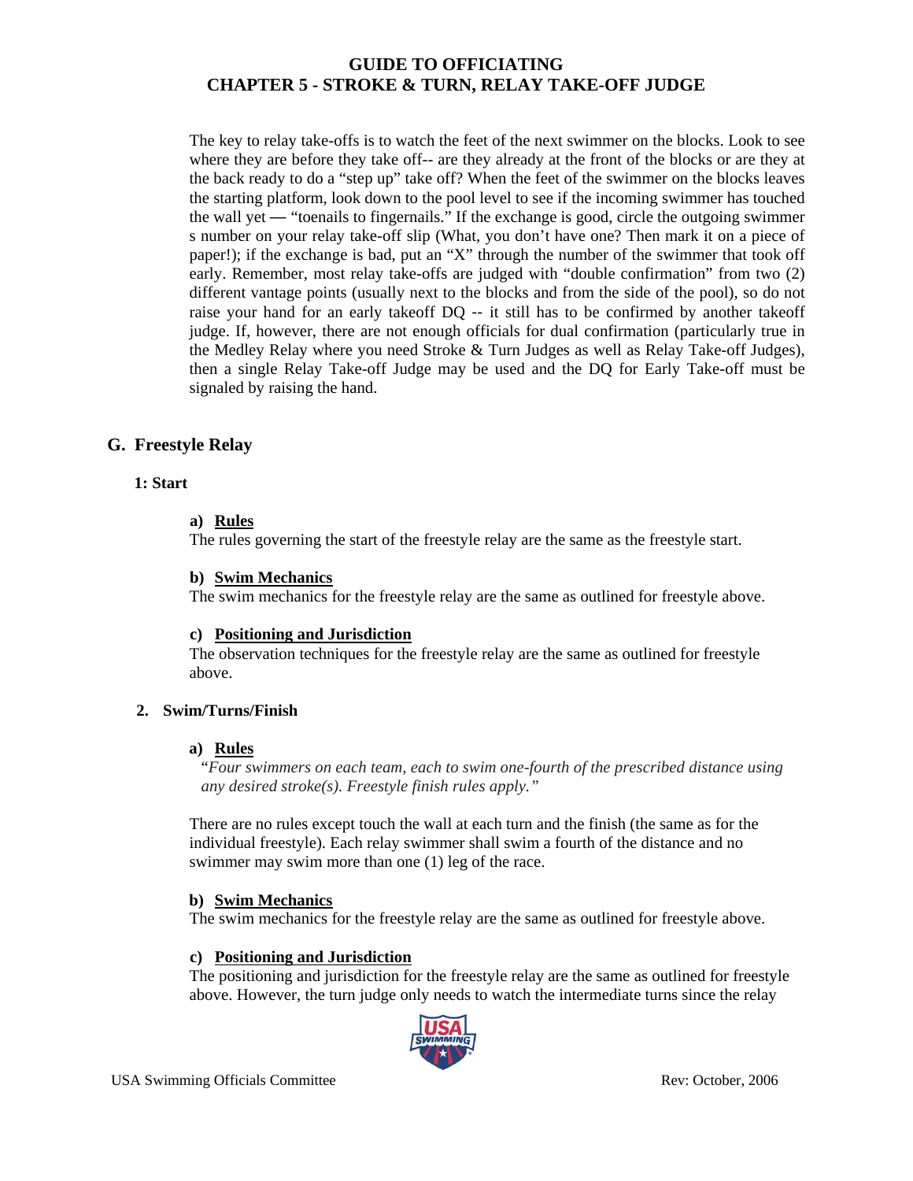The key to relay take-offs is to watch the feet of the next swimmer on the blocks. Look to see where they are before they take off-- are they already at the front of the blocks or are they at the back ready to do a "step up" take off? When the feet of the swimmer on the blocks leaves the starting platform, look down to the pool level to see if the incoming swimmer has touched the wall yet — "toenails to fingernails." If the exchange is good, circle the outgoing swimmer s number on your relay take-off slip (What, you don't have one? Then mark it on a piece of paper!); if the exchange is bad, put an "X" through the number of the swimmer that took off early. Remember, most relay take-offs are judged with "double confirmation" from two (2) different vantage points (usually next to the blocks and from the side of the pool), so do not raise your hand for an early takeoff DQ -- it still has to be confirmed by another takeoff judge. If, however, there are not enough officials for dual confirmation (particularly true in the Medley Relay where you need Stroke & Turn Judges as well as Relay Take-off Judges), then a single Relay Take-off Judge may be used and the DQ for Early Take-off must be signaled by raising the hand.

## G. Freestyle Relay

### 1: Start

**a) Rules**

The rules governing the start of the freestyle relay are the same as the freestyle start.

**b) Swim Mechanics**

The swim mechanics for the freestyle relay are the same as outlined for freestyle above.

**c) Positioning and Jurisdiction**

The observation techniques for the freestyle relay are the same as outlined for freestyle above.

### 2. Swim/Turns/Finish

**a) Rules**

*"Four swimmers on each team, each to swim one-fourth of the prescribed distance using any desired stroke(s). Freestyle finish rules apply."*

There are no rules except touch the wall at each turn and the finish (the same as for the individual freestyle). Each relay swimmer shall swim a fourth of the distance and no swimmer may swim more than one (1) leg of the race.

**b) Swim Mechanics**

The swim mechanics for the freestyle relay are the same as outlined for freestyle above.

**c) Positioning and Jurisdiction**

The positioning and jurisdiction for the freestyle relay are the same as outlined for freestyle above. However, the turn judge only needs to watch the intermediate turns since the relay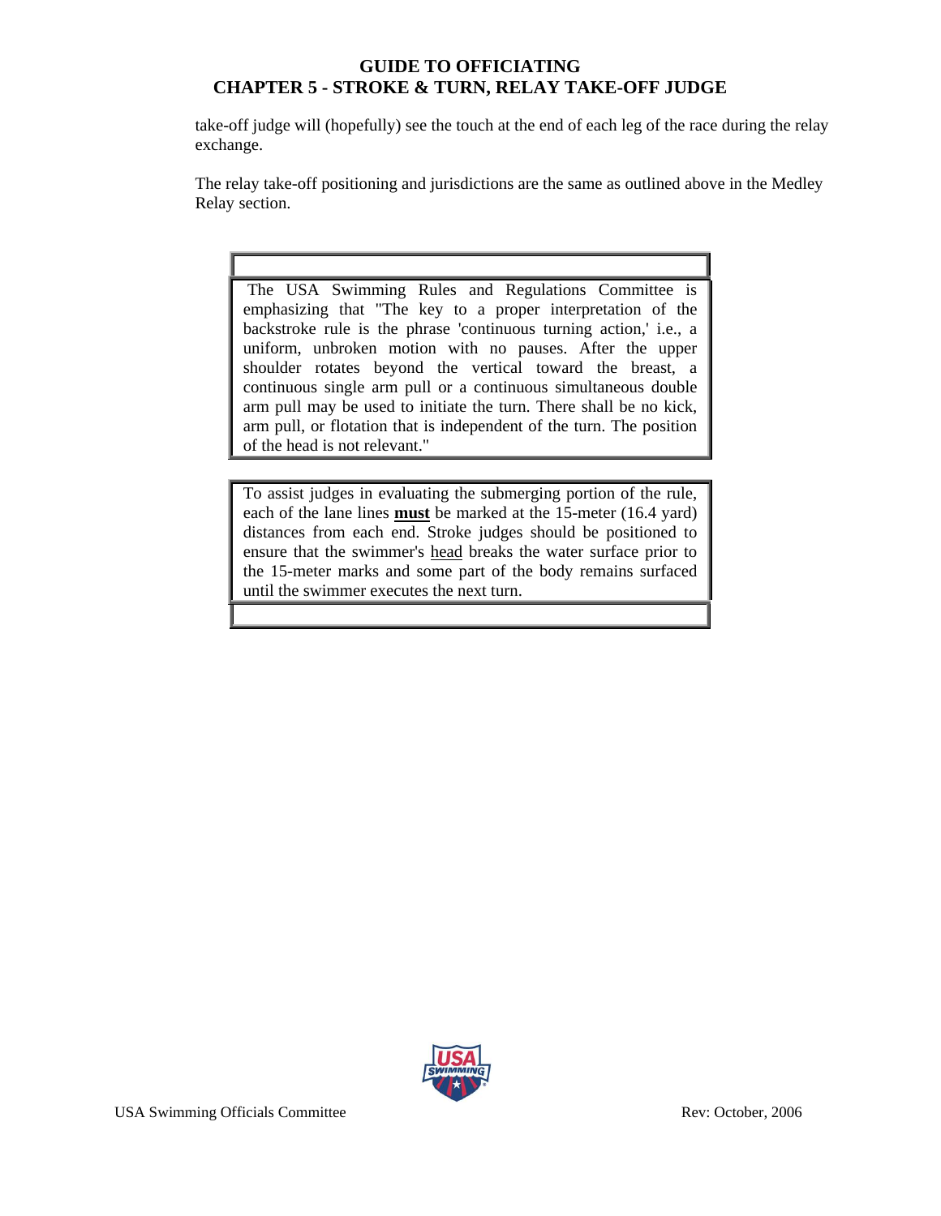take-off judge will (hopefully) see the touch at the end of each leg of the race during the relay exchange.

The relay take-off positioning and jurisdictions are the same as outlined above in the Medley Relay section.

> The USA Swimming Rules and Regulations Committee is emphasizing that "The key to a proper interpretation of the backstroke rule is the phrase 'continuous turning action,' i.e., a uniform, unbroken motion with no pauses. After the upper shoulder rotates beyond the vertical toward the breast, a continuous single arm pull or a continuous simultaneous double arm pull may be used to initiate the turn. There shall be no kick, arm pull, or flotation that is independent of the turn. The position of the head is not relevant."

> To assist judges in evaluating the submerging portion of the rule, each of the lane lines **must** be marked at the 15-meter (16.4 yard) distances from each end. Stroke judges should be positioned to ensure that the swimmer's head breaks the water surface prior to the 15-meter marks and some part of the body remains surfaced until the swimmer executes the next turn.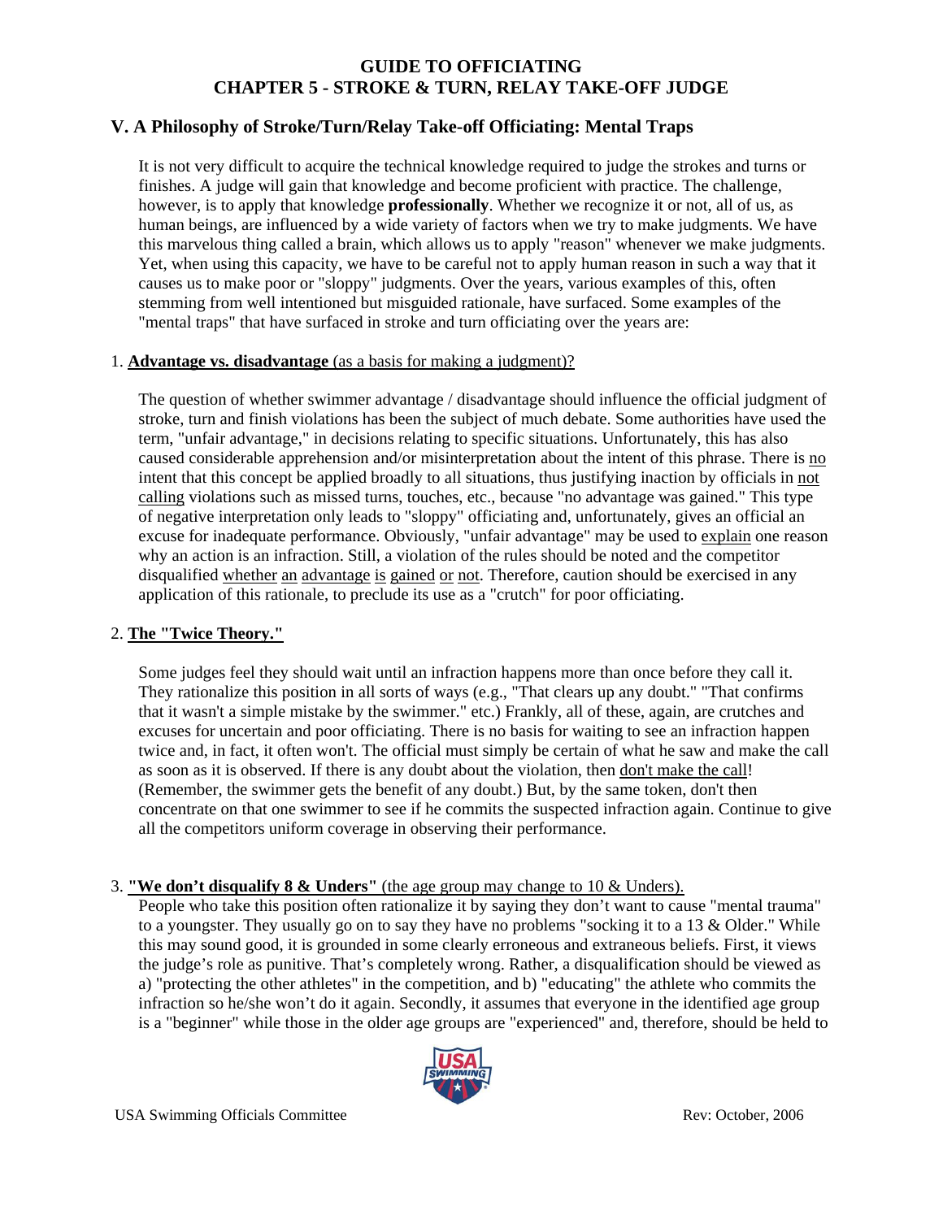# GUIDE TO OFFICIATING
# CHAPTER 5 - STROKE & TURN, RELAY TAKE-OFF JUDGE

## V. A Philosophy of Stroke/Turn/Relay Take-off Officiating: Mental Traps

It is not very difficult to acquire the technical knowledge required to judge the strokes and turns or finishes. A judge will gain that knowledge and become proficient with practice. The challenge, however, is to apply that knowledge **professionally**. Whether we recognize it or not, all of us, as human beings, are influenced by a wide variety of factors when we try to make judgments. We have this marvelous thing called a brain, which allows us to apply "reason" whenever we make judgments. Yet, when using this capacity, we have to be careful not to apply human reason in such a way that it causes us to make poor or "sloppy" judgments. Over the years, various examples of this, often stemming from well intentioned but misguided rationale, have surfaced. Some examples of the "mental traps" that have surfaced in stroke and turn officiating over the years are:

1. **Advantage vs. disadvantage** (as a basis for making a judgment)?

The question of whether swimmer advantage / disadvantage should influence the official judgment of stroke, turn and finish violations has been the subject of much debate. Some authorities have used the term, "unfair advantage," in decisions relating to specific situations. Unfortunately, this has also caused considerable apprehension and/or misinterpretation about the intent of this phrase. There is no intent that this concept be applied broadly to all situations, thus justifying inaction by officials in not calling violations such as missed turns, touches, etc., because "no advantage was gained." This type of negative interpretation only leads to "sloppy" officiating and, unfortunately, gives an official an excuse for inadequate performance. Obviously, "unfair advantage" may be used to explain one reason why an action is an infraction. Still, a violation of the rules should be noted and the competitor disqualified whether an advantage is gained or not. Therefore, caution should be exercised in any application of this rationale, to preclude its use as a "crutch" for poor officiating.

2. **The "Twice Theory."**

Some judges feel they should wait until an infraction happens more than once before they call it. They rationalize this position in all sorts of ways (e.g., "That clears up any doubt." "That confirms that it wasn't a simple mistake by the swimmer." etc.) Frankly, all of these, again, are crutches and excuses for uncertain and poor officiating. There is no basis for waiting to see an infraction happen twice and, in fact, it often won't. The official must simply be certain of what he saw and make the call as soon as it is observed. If there is any doubt about the violation, then don't make the call! (Remember, the swimmer gets the benefit of any doubt.) But, by the same token, don't then concentrate on that one swimmer to see if he commits the suspected infraction again. Continue to give all the competitors uniform coverage in observing their performance.

3. **"We don't disqualify 8 & Unders"** (the age group may change to 10 & Unders).

People who take this position often rationalize it by saying they don't want to cause "mental trauma" to a youngster. They usually go on to say they have no problems "socking it to a 13 & Older." While this may sound good, it is grounded in some clearly erroneous and extraneous beliefs. First, it views the judge's role as punitive. That's completely wrong. Rather, a disqualification should be viewed as a) "protecting the other athletes" in the competition, and b) "educating" the athlete who commits the infraction so he/she won't do it again. Secondly, it assumes that everyone in the identified age group is a "beginner" while those in the older age groups are "experienced" and, therefore, should be held to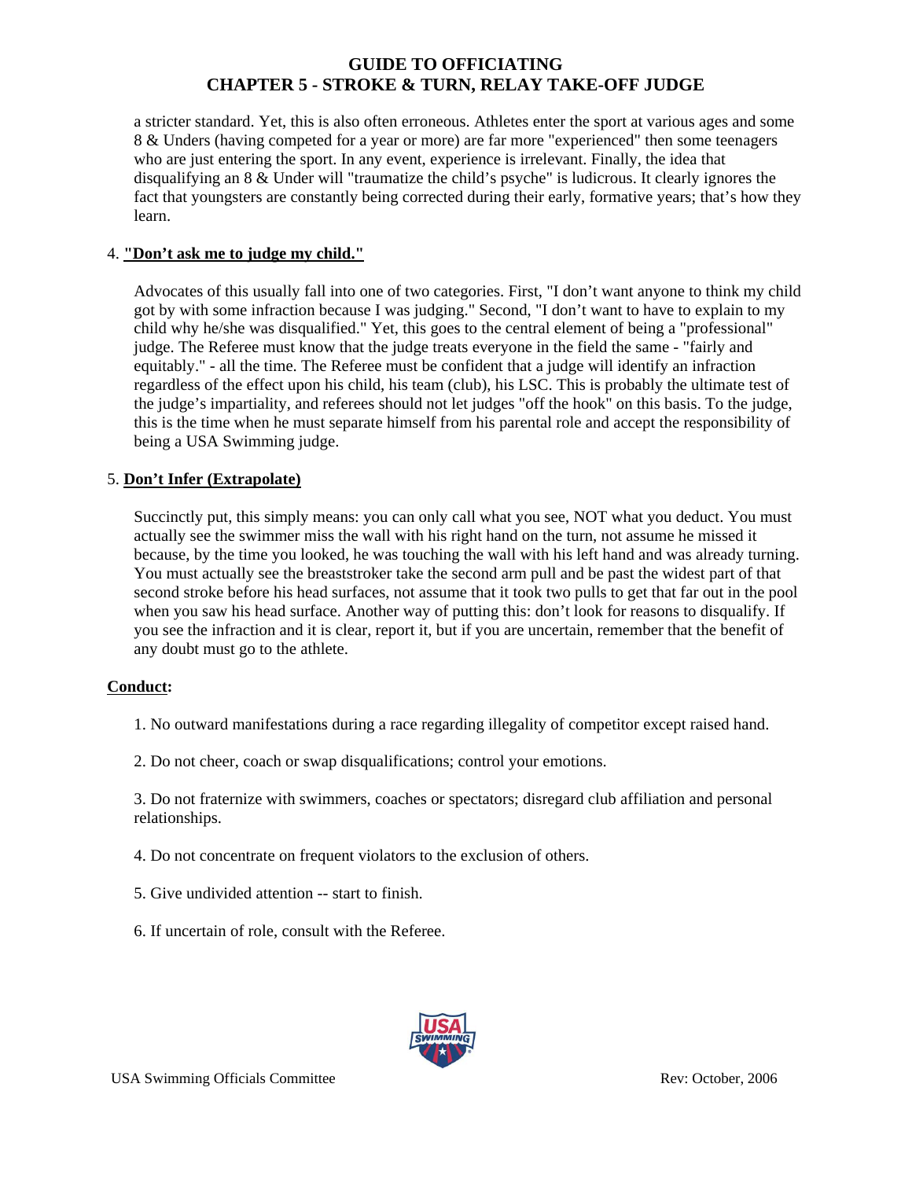a stricter standard. Yet, this is also often erroneous. Athletes enter the sport at various ages and some 8 & Unders (having competed for a year or more) are far more "experienced" then some teenagers who are just entering the sport. In any event, experience is irrelevant. Finally, the idea that disqualifying an 8 & Under will "traumatize the child's psyche" is ludicrous. It clearly ignores the fact that youngsters are constantly being corrected during their early, formative years; that's how they learn.

4. **"Don't ask me to judge my child."**

Advocates of this usually fall into one of two categories. First, "I don't want anyone to think my child got by with some infraction because I was judging." Second, "I don't want to have to explain to my child why he/she was disqualified." Yet, this goes to the central element of being a "professional" judge. The Referee must know that the judge treats everyone in the field the same - "fairly and equitably." - all the time. The Referee must be confident that a judge will identify an infraction regardless of the effect upon his child, his team (club), his LSC. This is probably the ultimate test of the judge's impartiality, and referees should not let judges "off the hook" on this basis. To the judge, this is the time when he must separate himself from his parental role and accept the responsibility of being a USA Swimming judge.

5. **Don't Infer (Extrapolate)**

Succinctly put, this simply means: you can only call what you see, NOT what you deduct. You must actually see the swimmer miss the wall with his right hand on the turn, not assume he missed it because, by the time you looked, he was touching the wall with his left hand and was already turning. You must actually see the breaststroker take the second arm pull and be past the widest part of that second stroke before his head surfaces, not assume that it took two pulls to get that far out in the pool when you saw his head surface. Another way of putting this: don't look for reasons to disqualify. If you see the infraction and it is clear, report it, but if you are uncertain, remember that the benefit of any doubt must go to the athlete.

**Conduct:**

1. No outward manifestations during a race regarding illegality of competitor except raised hand.

2. Do not cheer, coach or swap disqualifications; control your emotions.

3. Do not fraternize with swimmers, coaches or spectators; disregard club affiliation and personal relationships.

4. Do not concentrate on frequent violators to the exclusion of others.

5. Give undivided attention -- start to finish.

6. If uncertain of role, consult with the Referee.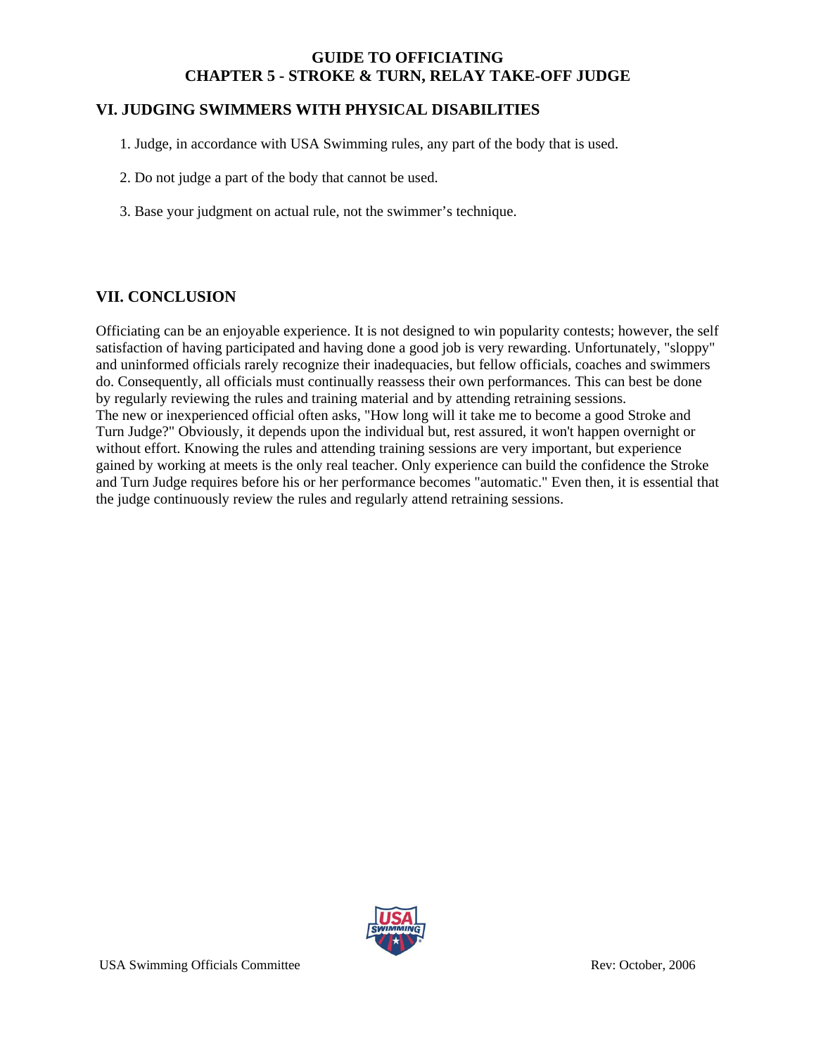## VI. JUDGING SWIMMERS WITH PHYSICAL DISABILITIES

1. Judge, in accordance with USA Swimming rules, any part of the body that is used.
2. Do not judge a part of the body that cannot be used.
3. Base your judgment on actual rule, not the swimmer's technique.

## VII. CONCLUSION

Officiating can be an enjoyable experience. It is not designed to win popularity contests; however, the self satisfaction of having participated and having done a good job is very rewarding. Unfortunately, "sloppy" and uninformed officials rarely recognize their inadequacies, but fellow officials, coaches and swimmers do. Consequently, all officials must continually reassess their own performances. This can best be done by regularly reviewing the rules and training material and by attending retraining sessions.

The new or inexperienced official often asks, "How long will it take me to become a good Stroke and Turn Judge?" Obviously, it depends upon the individual but, rest assured, it won't happen overnight or without effort. Knowing the rules and attending training sessions are very important, but experience gained by working at meets is the only real teacher. Only experience can build the confidence the Stroke and Turn Judge requires before his or her performance becomes "automatic." Even then, it is essential that the judge continuously review the rules and regularly attend retraining sessions.